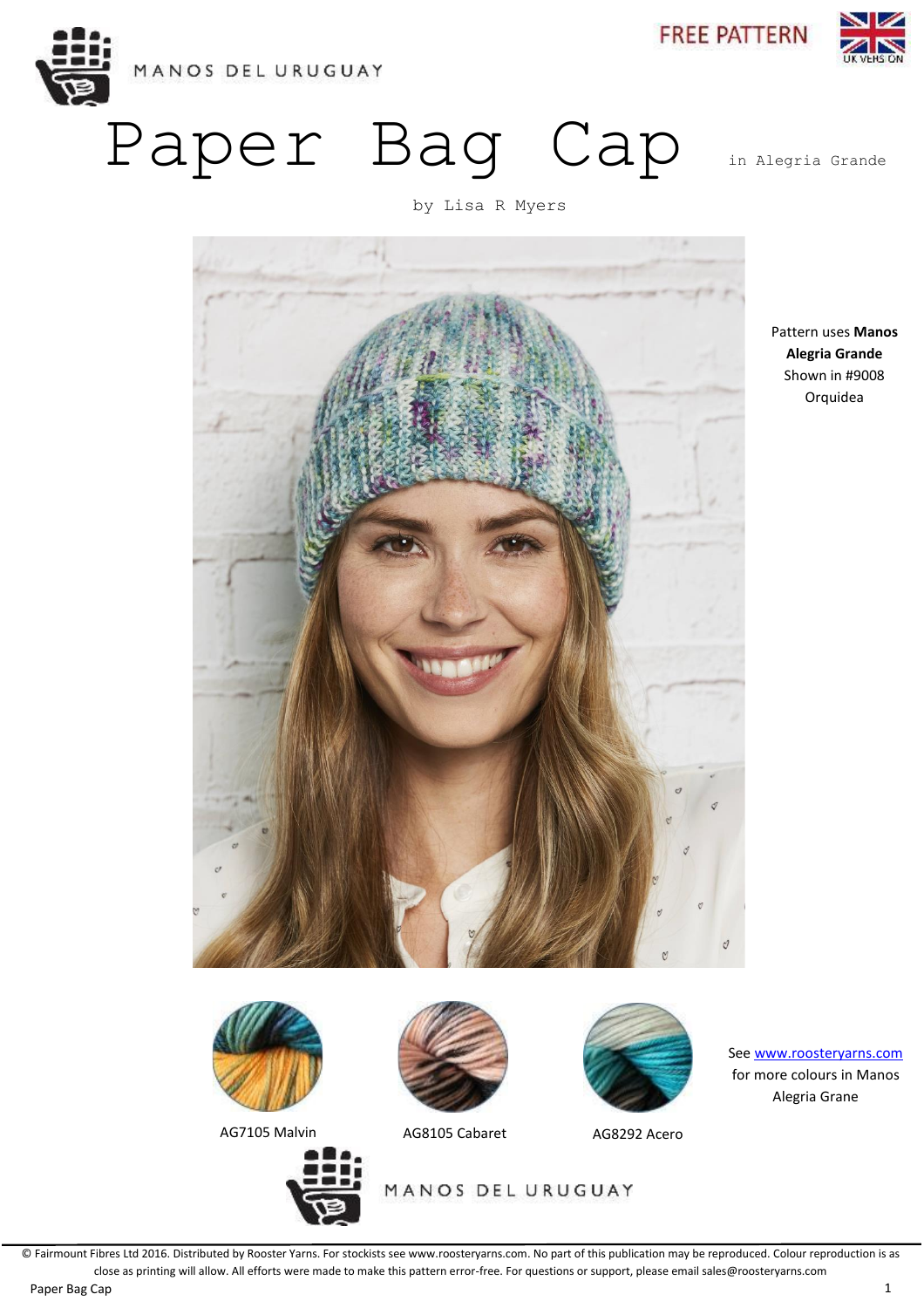MANOS DEL URUGUAY

FREE PATTERN

UK VERSION

# Paper Bag Cap

in Alegria Grande

by Lisa R Myers

Pattern uses **Manos Alegria Grande**
Shown in #9008 Orquidea

AG7105 Malvin

AG8105 Cabaret

AG8292 Acero

See www.roosteryarns.com for more colours in Manos Alegria Grane

MANOS DEL URUGUAY

© Fairmount Fibres Ltd 2016. Distributed by Rooster Yarns. For stockists see www.roosteryarns.com. No part of this publication may be reproduced. Colour reproduction is as close as printing will allow. All efforts were made to make this pattern error-free. For questions or support, please email sales@roosteryarns.com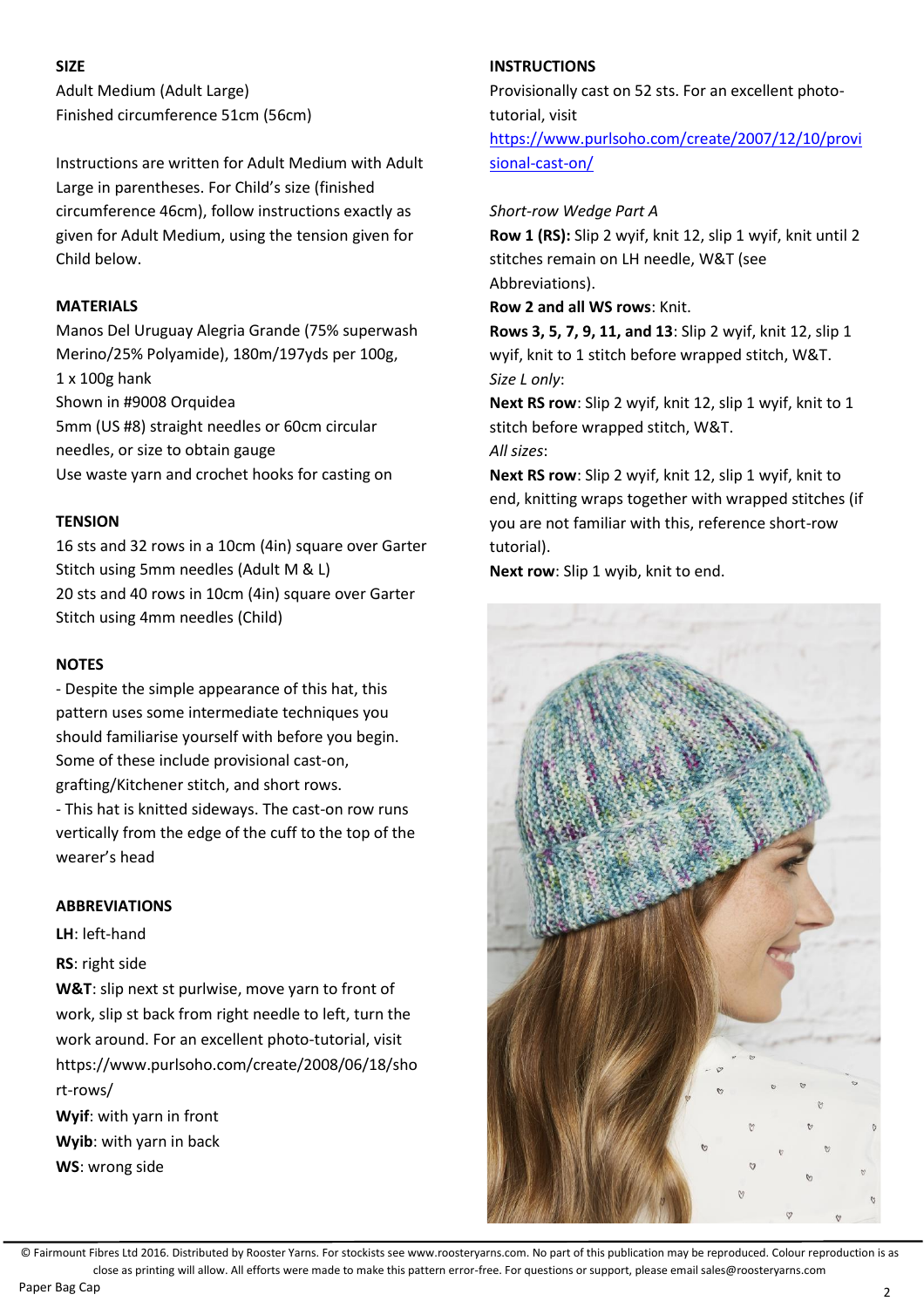## SIZE

Adult Medium (Adult Large)
Finished circumference 51cm (56cm)

Instructions are written for Adult Medium with Adult Large in parentheses. For Child's size (finished circumference 46cm), follow instructions exactly as given for Adult Medium, using the tension given for Child below.

## MATERIALS

Manos Del Uruguay Alegria Grande (75% superwash Merino/25% Polyamide), 180m/197yds per 100g, 1 x 100g hank
Shown in #9008 Orquidea
5mm (US #8) straight needles or 60cm circular needles, or size to obtain gauge
Use waste yarn and crochet hooks for casting on

## TENSION

16 sts and 32 rows in a 10cm (4in) square over Garter Stitch using 5mm needles (Adult M & L)
20 sts and 40 rows in 10cm (4in) square over Garter Stitch using 4mm needles (Child)

## NOTES

- Despite the simple appearance of this hat, this pattern uses some intermediate techniques you should familiarise yourself with before you begin. Some of these include provisional cast-on, grafting/Kitchener stitch, and short rows.
- This hat is knitted sideways. The cast-on row runs vertically from the edge of the cuff to the top of the wearer's head

## ABBREVIATIONS

**LH**: left-hand

**RS**: right side

**W&T**: slip next st purlwise, move yarn to front of work, slip st back from right needle to left, turn the work around. For an excellent photo-tutorial, visit https://www.purlsoho.com/create/2008/06/18/short-rows/

**Wyif**: with yarn in front

**Wyib**: with yarn in back

**WS**: wrong side

## INSTRUCTIONS

Provisionally cast on 52 sts. For an excellent photo-tutorial, visit https://www.purlsoho.com/create/2007/12/10/provisional-cast-on/

*Short-row Wedge Part A*

**Row 1 (RS):** Slip 2 wyif, knit 12, slip 1 wyif, knit until 2 stitches remain on LH needle, W&T (see Abbreviations).

**Row 2 and all WS rows**: Knit.

**Rows 3, 5, 7, 9, 11, and 13**: Slip 2 wyif, knit 12, slip 1 wyif, knit to 1 stitch before wrapped stitch, W&T.

*Size L only*:

**Next RS row**: Slip 2 wyif, knit 12, slip 1 wyif, knit to 1 stitch before wrapped stitch, W&T.

*All sizes*:

**Next RS row**: Slip 2 wyif, knit 12, slip 1 wyif, knit to end, knitting wraps together with wrapped stitches (if you are not familiar with this, reference short-row tutorial).

**Next row**: Slip 1 wyib, knit to end.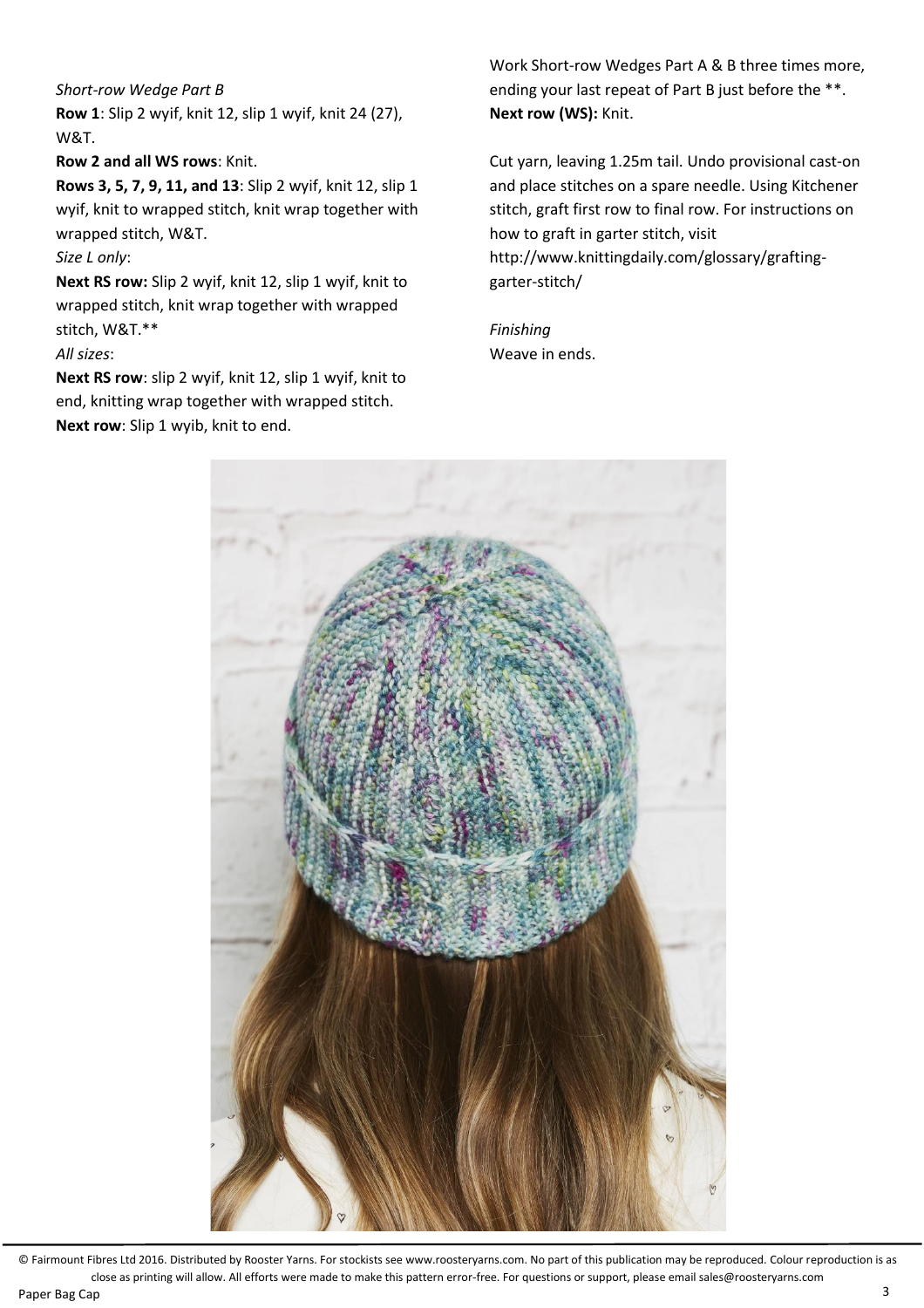*Short-row Wedge Part B*

**Row 1**: Slip 2 wyif, knit 12, slip 1 wyif, knit 24 (27), W&T.

**Row 2 and all WS rows**: Knit.

**Rows 3, 5, 7, 9, 11, and 13**: Slip 2 wyif, knit 12, slip 1 wyif, knit to wrapped stitch, knit wrap together with wrapped stitch, W&T.

*Size L only*:

**Next RS row:** Slip 2 wyif, knit 12, slip 1 wyif, knit to wrapped stitch, knit wrap together with wrapped stitch, W&T.**

*All sizes*:

**Next RS row**: slip 2 wyif, knit 12, slip 1 wyif, knit to end, knitting wrap together with wrapped stitch.

**Next row**: Slip 1 wyib, knit to end.

Work Short-row Wedges Part A & B three times more, ending your last repeat of Part B just before the **.

**Next row (WS):** Knit.

Cut yarn, leaving 1.25m tail. Undo provisional cast-on and place stitches on a spare needle. Using Kitchener stitch, graft first row to final row. For instructions on how to graft in garter stitch, visit http://www.knittingdaily.com/glossary/grafting-garter-stitch/

*Finishing*

Weave in ends.

© Fairmount Fibres Ltd 2016. Distributed by Rooster Yarns. For stockists see www.roosteryarns.com. No part of this publication may be reproduced. Colour reproduction is as close as printing will allow. All efforts were made to make this pattern error-free. For questions or support, please email sales@roosteryarns.com